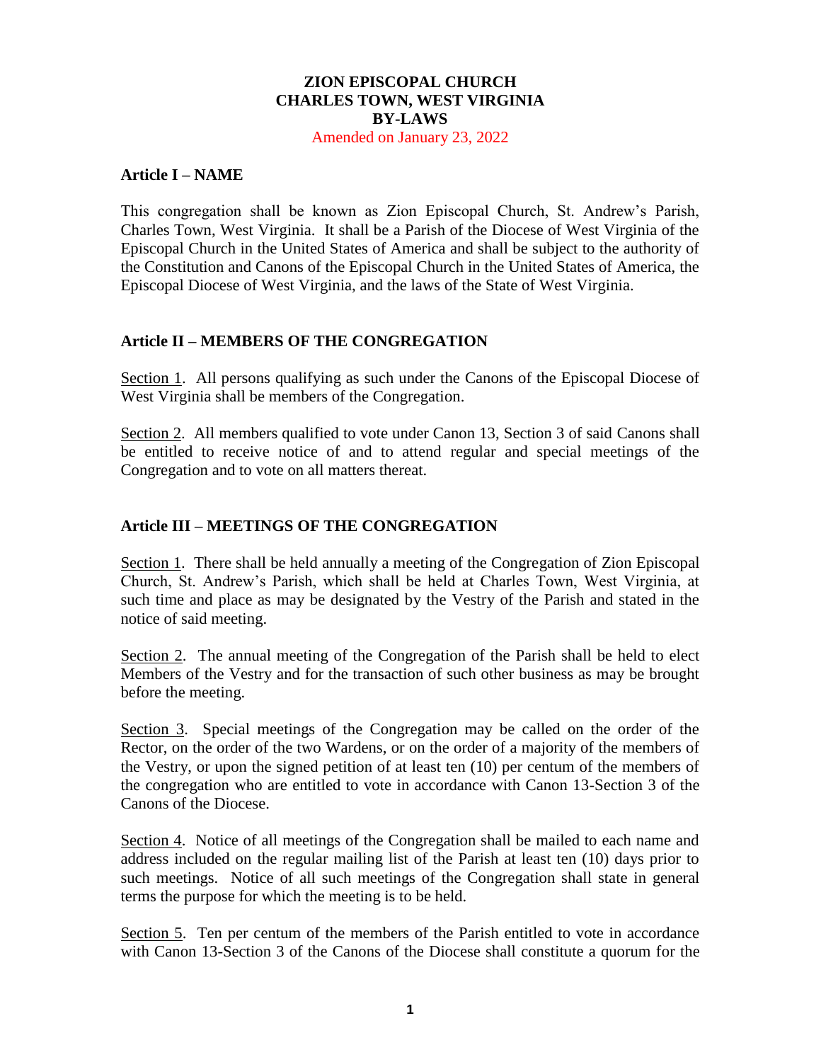# ZION EPISCOPAL CHURCH
# CHARLES TOWN, WEST VIRGINIA
# BY-LAWS

Amended on January 23, 2022

## Article I – NAME

This congregation shall be known as Zion Episcopal Church, St. Andrew's Parish, Charles Town, West Virginia. It shall be a Parish of the Diocese of West Virginia of the Episcopal Church in the United States of America and shall be subject to the authority of the Constitution and Canons of the Episcopal Church in the United States of America, the Episcopal Diocese of West Virginia, and the laws of the State of West Virginia.

## Article II – MEMBERS OF THE CONGREGATION

Section 1. All persons qualifying as such under the Canons of the Episcopal Diocese of West Virginia shall be members of the Congregation.

Section 2. All members qualified to vote under Canon 13, Section 3 of said Canons shall be entitled to receive notice of and to attend regular and special meetings of the Congregation and to vote on all matters thereat.

## Article III – MEETINGS OF THE CONGREGATION

Section 1. There shall be held annually a meeting of the Congregation of Zion Episcopal Church, St. Andrew's Parish, which shall be held at Charles Town, West Virginia, at such time and place as may be designated by the Vestry of the Parish and stated in the notice of said meeting.

Section 2. The annual meeting of the Congregation of the Parish shall be held to elect Members of the Vestry and for the transaction of such other business as may be brought before the meeting.

Section 3. Special meetings of the Congregation may be called on the order of the Rector, on the order of the two Wardens, or on the order of a majority of the members of the Vestry, or upon the signed petition of at least ten (10) per centum of the members of the congregation who are entitled to vote in accordance with Canon 13-Section 3 of the Canons of the Diocese.

Section 4. Notice of all meetings of the Congregation shall be mailed to each name and address included on the regular mailing list of the Parish at least ten (10) days prior to such meetings. Notice of all such meetings of the Congregation shall state in general terms the purpose for which the meeting is to be held.

Section 5. Ten per centum of the members of the Parish entitled to vote in accordance with Canon 13-Section 3 of the Canons of the Diocese shall constitute a quorum for the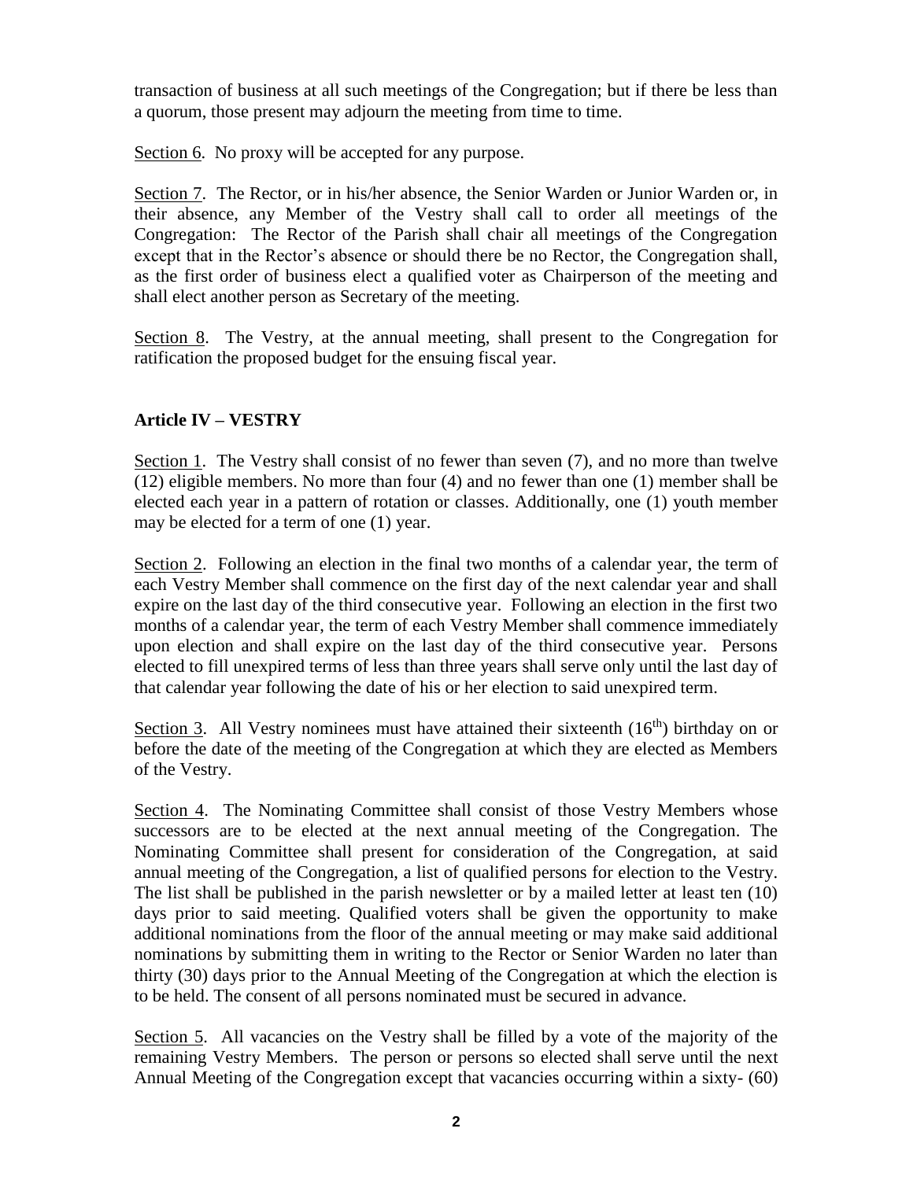transaction of business at all such meetings of the Congregation; but if there be less than a quorum, those present may adjourn the meeting from time to time.

Section 6. No proxy will be accepted for any purpose.

Section 7. The Rector, or in his/her absence, the Senior Warden or Junior Warden or, in their absence, any Member of the Vestry shall call to order all meetings of the Congregation: The Rector of the Parish shall chair all meetings of the Congregation except that in the Rector's absence or should there be no Rector, the Congregation shall, as the first order of business elect a qualified voter as Chairperson of the meeting and shall elect another person as Secretary of the meeting.

Section 8. The Vestry, at the annual meeting, shall present to the Congregation for ratification the proposed budget for the ensuing fiscal year.

## Article IV – VESTRY

Section 1. The Vestry shall consist of no fewer than seven (7), and no more than twelve (12) eligible members. No more than four (4) and no fewer than one (1) member shall be elected each year in a pattern of rotation or classes. Additionally, one (1) youth member may be elected for a term of one (1) year.

Section 2. Following an election in the final two months of a calendar year, the term of each Vestry Member shall commence on the first day of the next calendar year and shall expire on the last day of the third consecutive year. Following an election in the first two months of a calendar year, the term of each Vestry Member shall commence immediately upon election and shall expire on the last day of the third consecutive year. Persons elected to fill unexpired terms of less than three years shall serve only until the last day of that calendar year following the date of his or her election to said unexpired term.

Section 3. All Vestry nominees must have attained their sixteenth (16th) birthday on or before the date of the meeting of the Congregation at which they are elected as Members of the Vestry.

Section 4. The Nominating Committee shall consist of those Vestry Members whose successors are to be elected at the next annual meeting of the Congregation. The Nominating Committee shall present for consideration of the Congregation, at said annual meeting of the Congregation, a list of qualified persons for election to the Vestry. The list shall be published in the parish newsletter or by a mailed letter at least ten (10) days prior to said meeting. Qualified voters shall be given the opportunity to make additional nominations from the floor of the annual meeting or may make said additional nominations by submitting them in writing to the Rector or Senior Warden no later than thirty (30) days prior to the Annual Meeting of the Congregation at which the election is to be held. The consent of all persons nominated must be secured in advance.

Section 5. All vacancies on the Vestry shall be filled by a vote of the majority of the remaining Vestry Members. The person or persons so elected shall serve until the next Annual Meeting of the Congregation except that vacancies occurring within a sixty- (60)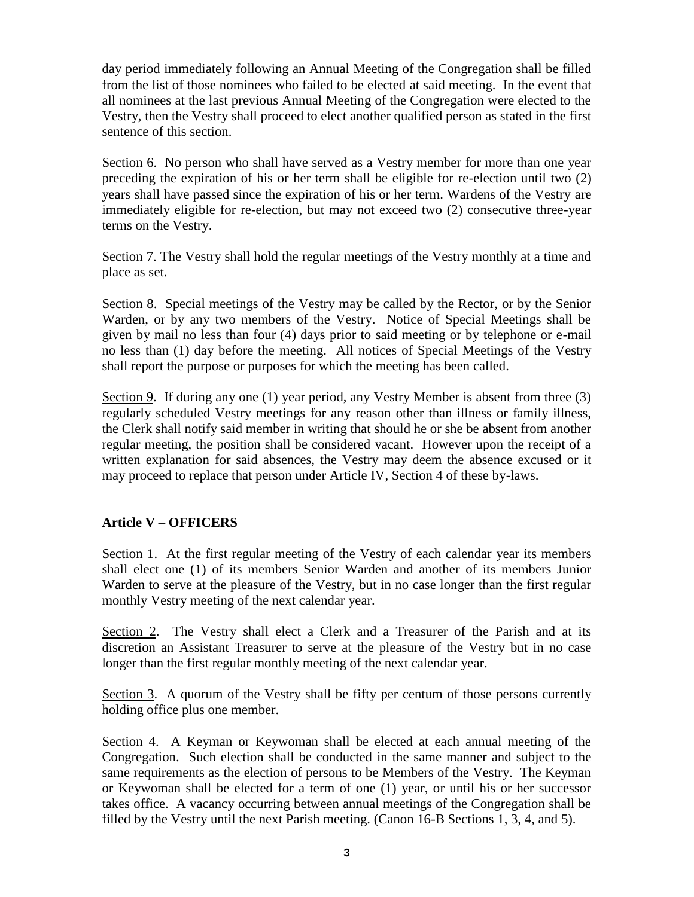day period immediately following an Annual Meeting of the Congregation shall be filled from the list of those nominees who failed to be elected at said meeting. In the event that all nominees at the last previous Annual Meeting of the Congregation were elected to the Vestry, then the Vestry shall proceed to elect another qualified person as stated in the first sentence of this section.

Section 6. No person who shall have served as a Vestry member for more than one year preceding the expiration of his or her term shall be eligible for re-election until two (2) years shall have passed since the expiration of his or her term. Wardens of the Vestry are immediately eligible for re-election, but may not exceed two (2) consecutive three-year terms on the Vestry.

Section 7. The Vestry shall hold the regular meetings of the Vestry monthly at a time and place as set.

Section 8. Special meetings of the Vestry may be called by the Rector, or by the Senior Warden, or by any two members of the Vestry. Notice of Special Meetings shall be given by mail no less than four (4) days prior to said meeting or by telephone or e-mail no less than (1) day before the meeting. All notices of Special Meetings of the Vestry shall report the purpose or purposes for which the meeting has been called.

Section 9. If during any one (1) year period, any Vestry Member is absent from three (3) regularly scheduled Vestry meetings for any reason other than illness or family illness, the Clerk shall notify said member in writing that should he or she be absent from another regular meeting, the position shall be considered vacant. However upon the receipt of a written explanation for said absences, the Vestry may deem the absence excused or it may proceed to replace that person under Article IV, Section 4 of these by-laws.

## Article V – OFFICERS

Section 1. At the first regular meeting of the Vestry of each calendar year its members shall elect one (1) of its members Senior Warden and another of its members Junior Warden to serve at the pleasure of the Vestry, but in no case longer than the first regular monthly Vestry meeting of the next calendar year.

Section 2. The Vestry shall elect a Clerk and a Treasurer of the Parish and at its discretion an Assistant Treasurer to serve at the pleasure of the Vestry but in no case longer than the first regular monthly meeting of the next calendar year.

Section 3. A quorum of the Vestry shall be fifty per centum of those persons currently holding office plus one member.

Section 4. A Keyman or Keywoman shall be elected at each annual meeting of the Congregation. Such election shall be conducted in the same manner and subject to the same requirements as the election of persons to be Members of the Vestry. The Keyman or Keywoman shall be elected for a term of one (1) year, or until his or her successor takes office. A vacancy occurring between annual meetings of the Congregation shall be filled by the Vestry until the next Parish meeting. (Canon 16-B Sections 1, 3, 4, and 5).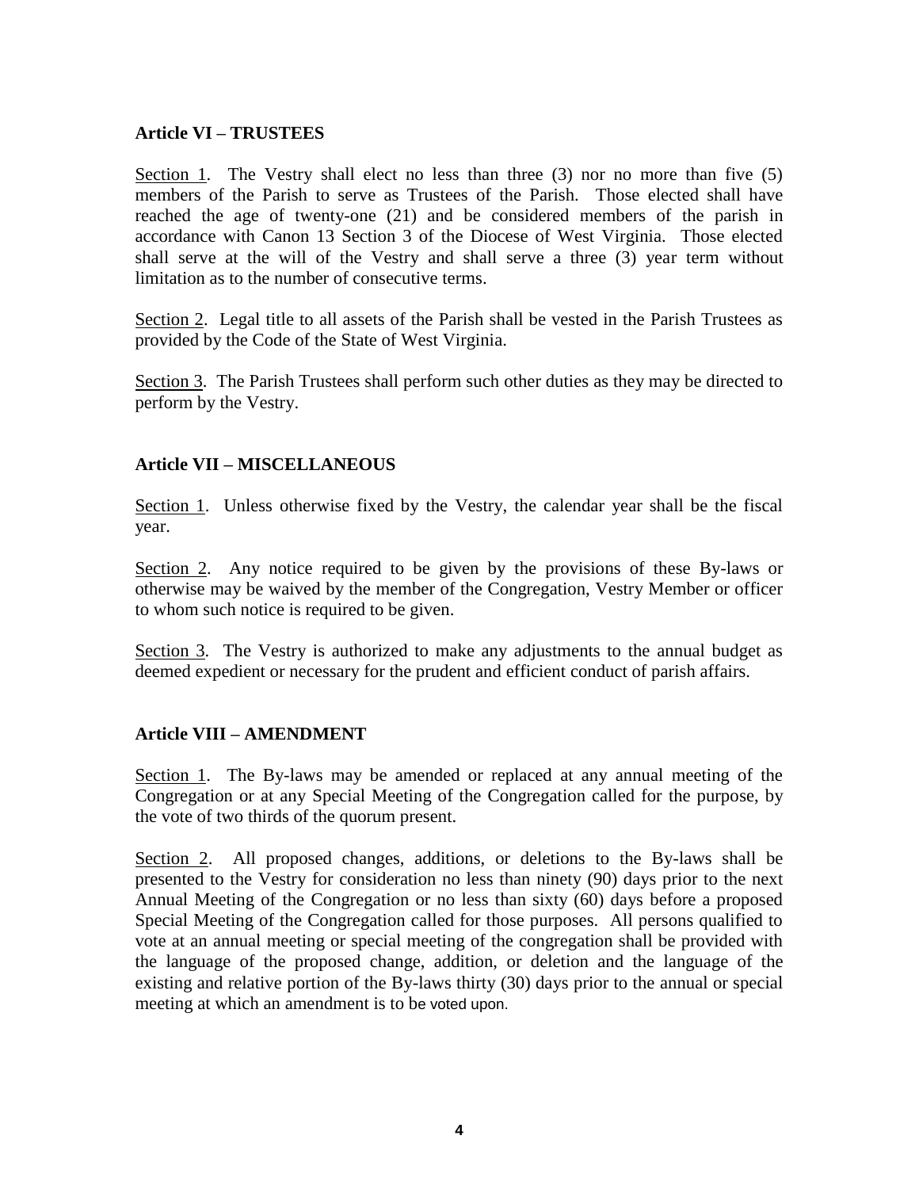**Article VI – TRUSTEES**

Section 1. The Vestry shall elect no less than three (3) nor no more than five (5) members of the Parish to serve as Trustees of the Parish. Those elected shall have reached the age of twenty-one (21) and be considered members of the parish in accordance with Canon 13 Section 3 of the Diocese of West Virginia. Those elected shall serve at the will of the Vestry and shall serve a three (3) year term without limitation as to the number of consecutive terms.

Section 2. Legal title to all assets of the Parish shall be vested in the Parish Trustees as provided by the Code of the State of West Virginia.

Section 3. The Parish Trustees shall perform such other duties as they may be directed to perform by the Vestry.

**Article VII – MISCELLANEOUS**

Section 1. Unless otherwise fixed by the Vestry, the calendar year shall be the fiscal year.

Section 2. Any notice required to be given by the provisions of these By-laws or otherwise may be waived by the member of the Congregation, Vestry Member or officer to whom such notice is required to be given.

Section 3. The Vestry is authorized to make any adjustments to the annual budget as deemed expedient or necessary for the prudent and efficient conduct of parish affairs.

**Article VIII – AMENDMENT**

Section 1. The By-laws may be amended or replaced at any annual meeting of the Congregation or at any Special Meeting of the Congregation called for the purpose, by the vote of two thirds of the quorum present.

Section 2. All proposed changes, additions, or deletions to the By-laws shall be presented to the Vestry for consideration no less than ninety (90) days prior to the next Annual Meeting of the Congregation or no less than sixty (60) days before a proposed Special Meeting of the Congregation called for those purposes. All persons qualified to vote at an annual meeting or special meeting of the congregation shall be provided with the language of the proposed change, addition, or deletion and the language of the existing and relative portion of the By-laws thirty (30) days prior to the annual or special meeting at which an amendment is to be voted upon.